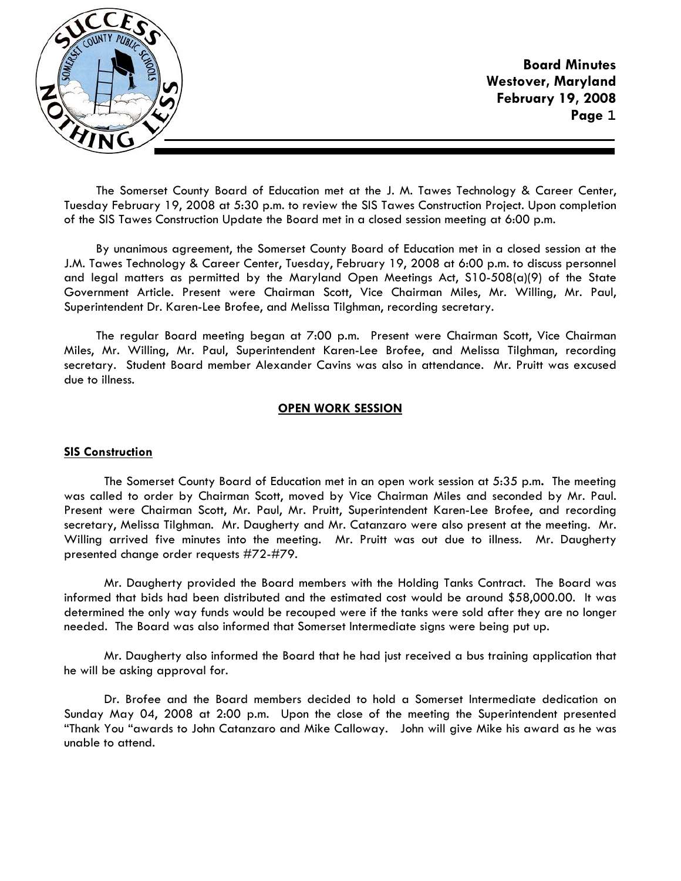**Board Minutes**
**Westover, Maryland**
**February 19, 2008**

The Somerset County Board of Education met at the J. M. Tawes Technology & Career Center, Tuesday February 19, 2008 at 5:30 p.m. to review the SIS Tawes Construction Project. Upon completion of the SIS Tawes Construction Update the Board met in a closed session meeting at 6:00 p.m.

By unanimous agreement, the Somerset County Board of Education met in a closed session at the J.M. Tawes Technology & Career Center, Tuesday, February 19, 2008 at 6:00 p.m. to discuss personnel and legal matters as permitted by the Maryland Open Meetings Act, S10-508(a)(9) of the State Government Article. Present were Chairman Scott, Vice Chairman Miles, Mr. Willing, Mr. Paul, Superintendent Dr. Karen-Lee Brofee, and Melissa Tilghman, recording secretary.

The regular Board meeting began at 7:00 p.m. Present were Chairman Scott, Vice Chairman Miles, Mr. Willing, Mr. Paul, Superintendent Karen-Lee Brofee, and Melissa Tilghman, recording secretary. Student Board member Alexander Cavins was also in attendance. Mr. Pruitt was excused due to illness.

## OPEN WORK SESSION

### SIS Construction

The Somerset County Board of Education met in an open work session at 5:35 p.m. The meeting was called to order by Chairman Scott, moved by Vice Chairman Miles and seconded by Mr. Paul. Present were Chairman Scott, Mr. Paul, Mr. Pruitt, Superintendent Karen-Lee Brofee, and recording secretary, Melissa Tilghman. Mr. Daugherty and Mr. Catanzaro were also present at the meeting. Mr. Willing arrived five minutes into the meeting. Mr. Pruitt was out due to illness. Mr. Daugherty presented change order requests #72-#79.

Mr. Daugherty provided the Board members with the Holding Tanks Contract. The Board was informed that bids had been distributed and the estimated cost would be around $58,000.00. It was determined the only way funds would be recouped were if the tanks were sold after they are no longer needed. The Board was also informed that Somerset Intermediate signs were being put up.

Mr. Daugherty also informed the Board that he had just received a bus training application that he will be asking approval for.

Dr. Brofee and the Board members decided to hold a Somerset Intermediate dedication on Sunday May 04, 2008 at 2:00 p.m. Upon the close of the meeting the Superintendent presented "Thank You "awards to John Catanzaro and Mike Calloway. John will give Mike his award as he was unable to attend.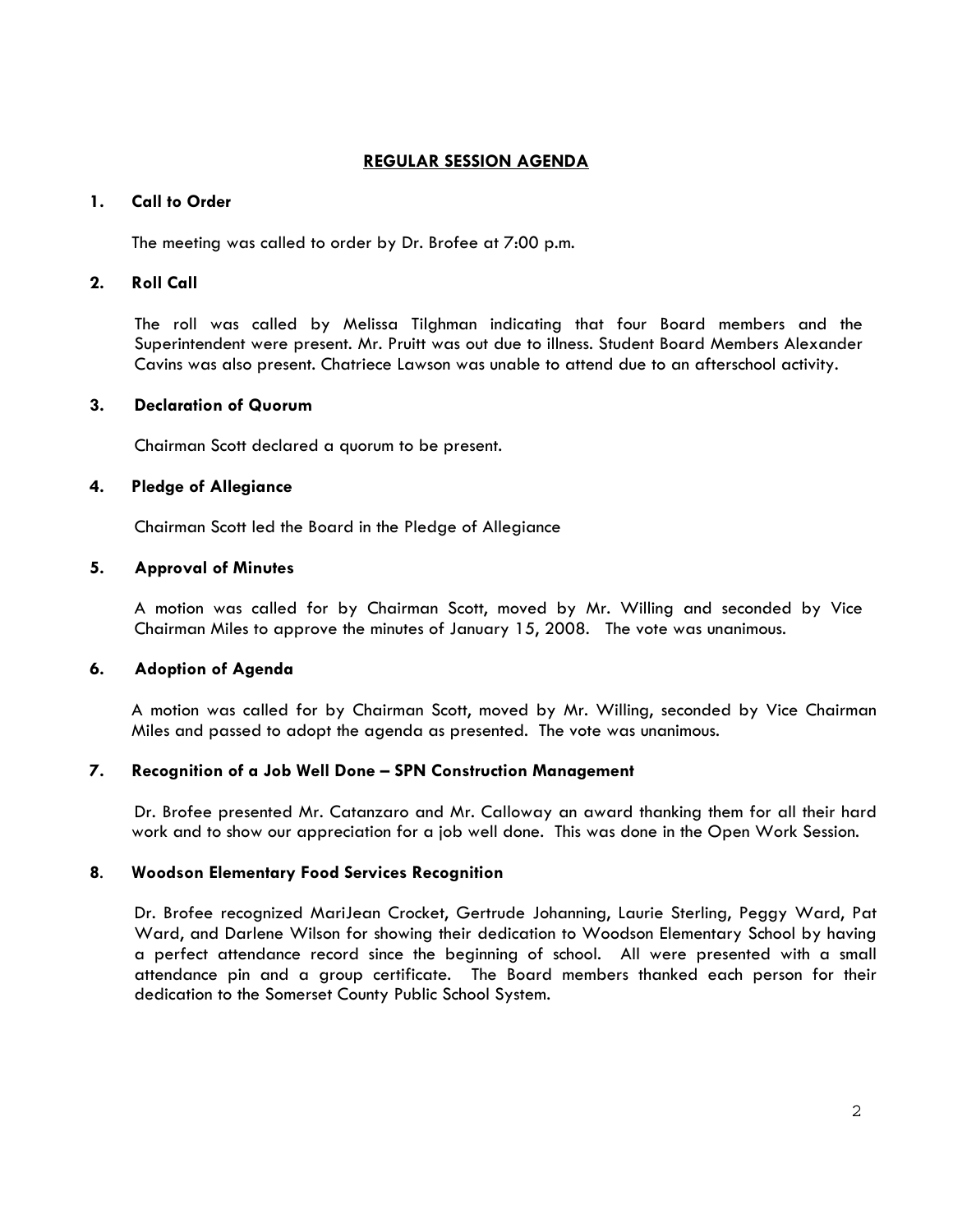## REGULAR SESSION AGENDA

**1. Call to Order**

The meeting was called to order by Dr. Brofee at 7:00 p.m.

**2. Roll Call**

The roll was called by Melissa Tilghman indicating that four Board members and the Superintendent were present. Mr. Pruitt was out due to illness. Student Board Members Alexander Cavins was also present. Chatriece Lawson was unable to attend due to an afterschool activity.

**3. Declaration of Quorum**

Chairman Scott declared a quorum to be present.

**4. Pledge of Allegiance**

Chairman Scott led the Board in the Pledge of Allegiance

**5. Approval of Minutes**

A motion was called for by Chairman Scott, moved by Mr. Willing and seconded by Vice Chairman Miles to approve the minutes of January 15, 2008. The vote was unanimous.

**6. Adoption of Agenda**

A motion was called for by Chairman Scott, moved by Mr. Willing, seconded by Vice Chairman Miles and passed to adopt the agenda as presented. The vote was unanimous.

**7. Recognition of a Job Well Done – SPN Construction Management**

Dr. Brofee presented Mr. Catanzaro and Mr. Calloway an award thanking them for all their hard work and to show our appreciation for a job well done. This was done in the Open Work Session.

**8. Woodson Elementary Food Services Recognition**

Dr. Brofee recognized MariJean Crocket, Gertrude Johanning, Laurie Sterling, Peggy Ward, Pat Ward, and Darlene Wilson for showing their dedication to Woodson Elementary School by having a perfect attendance record since the beginning of school. All were presented with a small attendance pin and a group certificate. The Board members thanked each person for their dedication to the Somerset County Public School System.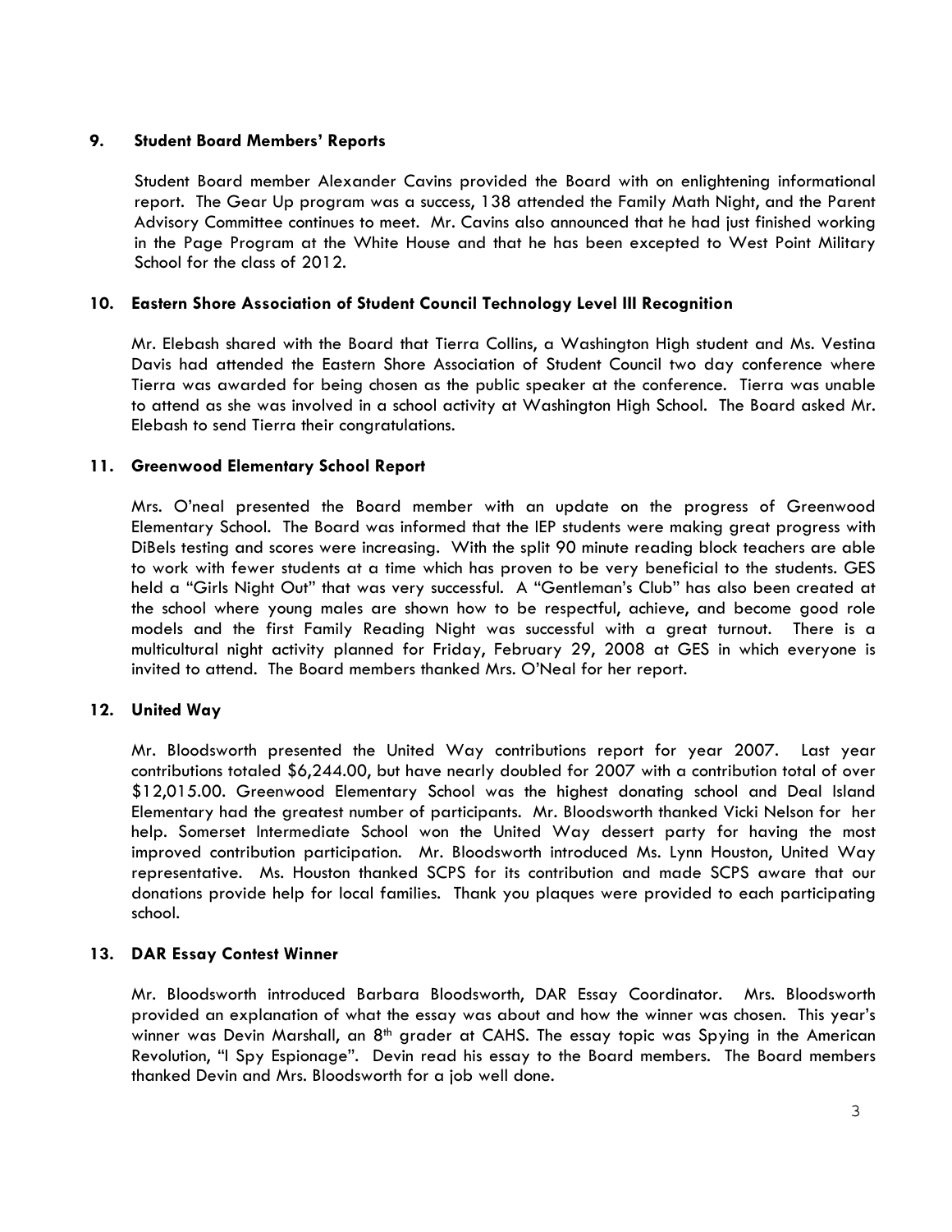### 9. Student Board Members' Reports

Student Board member Alexander Cavins provided the Board with on enlightening informational report. The Gear Up program was a success, 138 attended the Family Math Night, and the Parent Advisory Committee continues to meet. Mr. Cavins also announced that he had just finished working in the Page Program at the White House and that he has been excepted to West Point Military School for the class of 2012.

### 10. Eastern Shore Association of Student Council Technology Level III Recognition

Mr. Elebash shared with the Board that Tierra Collins, a Washington High student and Ms. Vestina Davis had attended the Eastern Shore Association of Student Council two day conference where Tierra was awarded for being chosen as the public speaker at the conference. Tierra was unable to attend as she was involved in a school activity at Washington High School. The Board asked Mr. Elebash to send Tierra their congratulations.

### 11. Greenwood Elementary School Report

Mrs. O'neal presented the Board member with an update on the progress of Greenwood Elementary School. The Board was informed that the IEP students were making great progress with DiBels testing and scores were increasing. With the split 90 minute reading block teachers are able to work with fewer students at a time which has proven to be very beneficial to the students. GES held a "Girls Night Out" that was very successful. A "Gentleman's Club" has also been created at the school where young males are shown how to be respectful, achieve, and become good role models and the first Family Reading Night was successful with a great turnout. There is a multicultural night activity planned for Friday, February 29, 2008 at GES in which everyone is invited to attend. The Board members thanked Mrs. O'Neal for her report.

### 12. United Way

Mr. Bloodsworth presented the United Way contributions report for year 2007. Last year contributions totaled $6,244.00, but have nearly doubled for 2007 with a contribution total of over $12,015.00. Greenwood Elementary School was the highest donating school and Deal Island Elementary had the greatest number of participants. Mr. Bloodsworth thanked Vicki Nelson for her help. Somerset Intermediate School won the United Way dessert party for having the most improved contribution participation. Mr. Bloodsworth introduced Ms. Lynn Houston, United Way representative. Ms. Houston thanked SCPS for its contribution and made SCPS aware that our donations provide help for local families. Thank you plaques were provided to each participating school.

### 13. DAR Essay Contest Winner

Mr. Bloodsworth introduced Barbara Bloodsworth, DAR Essay Coordinator. Mrs. Bloodsworth provided an explanation of what the essay was about and how the winner was chosen. This year's winner was Devin Marshall, an 8th grader at CAHS. The essay topic was Spying in the American Revolution, "I Spy Espionage". Devin read his essay to the Board members. The Board members thanked Devin and Mrs. Bloodsworth for a job well done.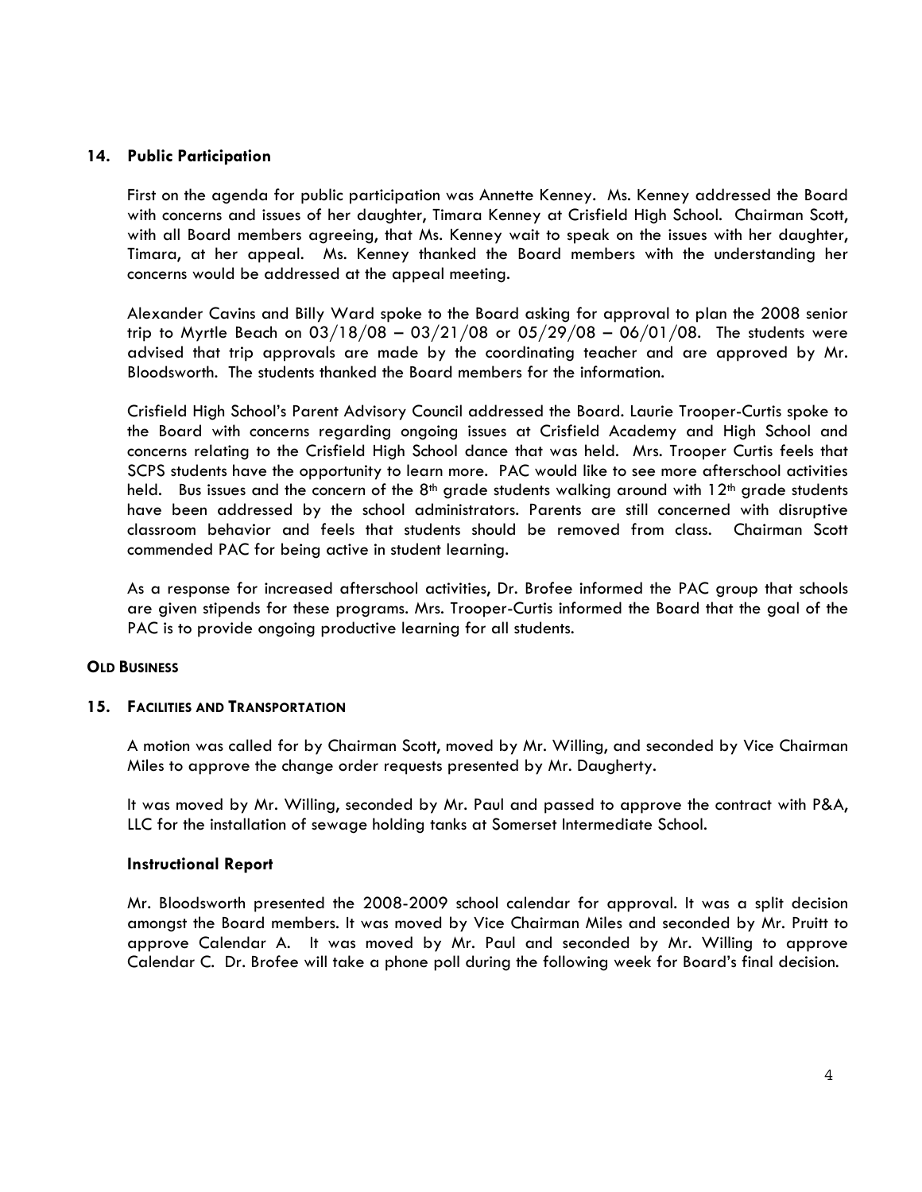## 14. Public Participation

First on the agenda for public participation was Annette Kenney. Ms. Kenney addressed the Board with concerns and issues of her daughter, Timara Kenney at Crisfield High School. Chairman Scott, with all Board members agreeing, that Ms. Kenney wait to speak on the issues with her daughter, Timara, at her appeal. Ms. Kenney thanked the Board members with the understanding her concerns would be addressed at the appeal meeting.

Alexander Cavins and Billy Ward spoke to the Board asking for approval to plan the 2008 senior trip to Myrtle Beach on 03/18/08 – 03/21/08 or 05/29/08 – 06/01/08. The students were advised that trip approvals are made by the coordinating teacher and are approved by Mr. Bloodsworth. The students thanked the Board members for the information.

Crisfield High School's Parent Advisory Council addressed the Board. Laurie Trooper-Curtis spoke to the Board with concerns regarding ongoing issues at Crisfield Academy and High School and concerns relating to the Crisfield High School dance that was held. Mrs. Trooper Curtis feels that SCPS students have the opportunity to learn more. PAC would like to see more afterschool activities held. Bus issues and the concern of the 8th grade students walking around with 12th grade students have been addressed by the school administrators. Parents are still concerned with disruptive classroom behavior and feels that students should be removed from class. Chairman Scott commended PAC for being active in student learning.

As a response for increased afterschool activities, Dr. Brofee informed the PAC group that schools are given stipends for these programs. Mrs. Trooper-Curtis informed the Board that the goal of the PAC is to provide ongoing productive learning for all students.

## OLD BUSINESS

## 15. FACILITIES AND TRANSPORTATION

A motion was called for by Chairman Scott, moved by Mr. Willing, and seconded by Vice Chairman Miles to approve the change order requests presented by Mr. Daugherty.

It was moved by Mr. Willing, seconded by Mr. Paul and passed to approve the contract with P&A, LLC for the installation of sewage holding tanks at Somerset Intermediate School.

### Instructional Report

Mr. Bloodsworth presented the 2008-2009 school calendar for approval. It was a split decision amongst the Board members. It was moved by Vice Chairman Miles and seconded by Mr. Pruitt to approve Calendar A. It was moved by Mr. Paul and seconded by Mr. Willing to approve Calendar C. Dr. Brofee will take a phone poll during the following week for Board's final decision.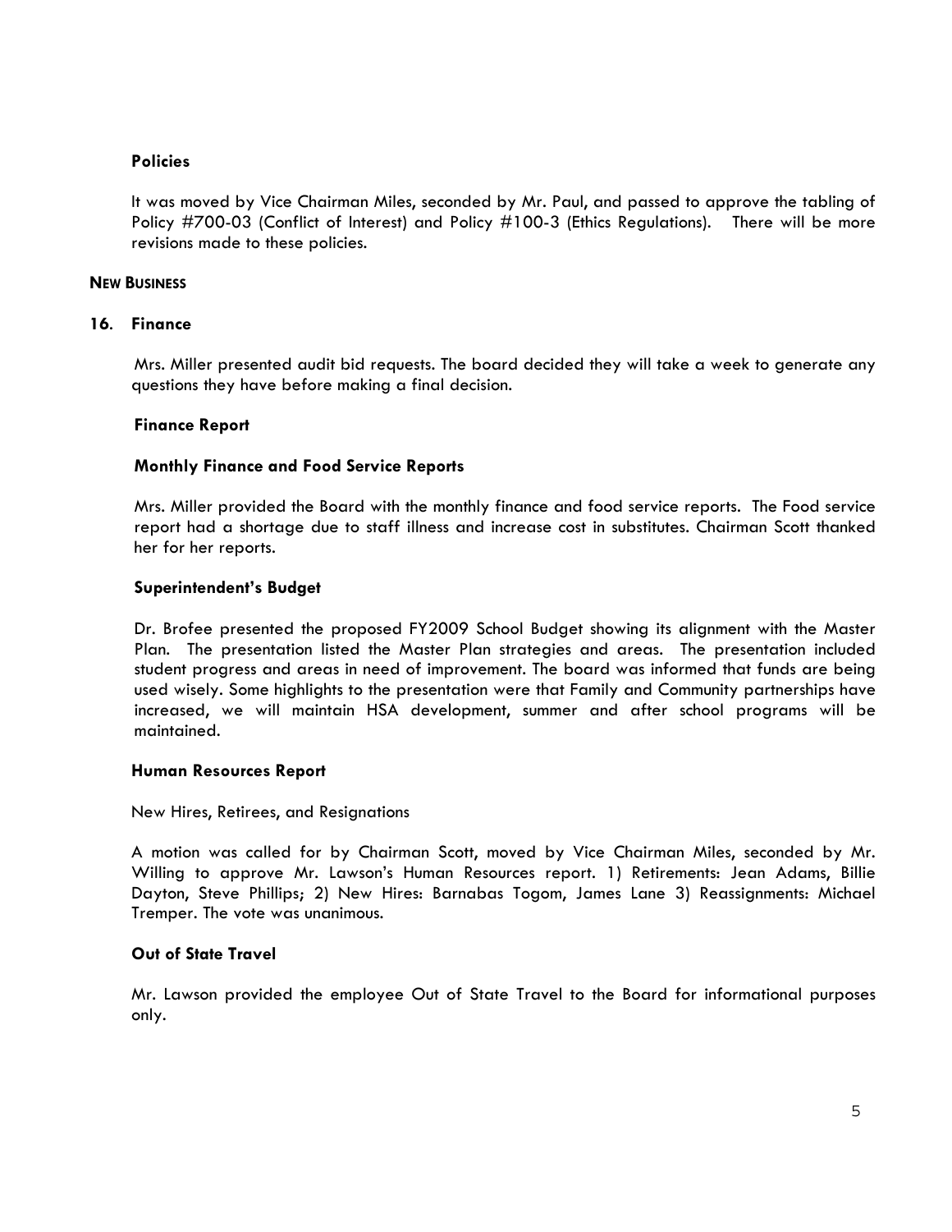**Policies**

It was moved by Vice Chairman Miles, seconded by Mr. Paul, and passed to approve the tabling of Policy #700-03 (Conflict of Interest) and Policy #100-3 (Ethics Regulations). There will be more revisions made to these policies.

**NEW BUSINESS**

**16. Finance**

Mrs. Miller presented audit bid requests. The board decided they will take a week to generate any questions they have before making a final decision.

**Finance Report**

**Monthly Finance and Food Service Reports**

Mrs. Miller provided the Board with the monthly finance and food service reports. The Food service report had a shortage due to staff illness and increase cost in substitutes. Chairman Scott thanked her for her reports.

**Superintendent's Budget**

Dr. Brofee presented the proposed FY2009 School Budget showing its alignment with the Master Plan. The presentation listed the Master Plan strategies and areas. The presentation included student progress and areas in need of improvement. The board was informed that funds are being used wisely. Some highlights to the presentation were that Family and Community partnerships have increased, we will maintain HSA development, summer and after school programs will be maintained.

**Human Resources Report**

New Hires, Retirees, and Resignations

A motion was called for by Chairman Scott, moved by Vice Chairman Miles, seconded by Mr. Willing to approve Mr. Lawson's Human Resources report. 1) Retirements: Jean Adams, Billie Dayton, Steve Phillips; 2) New Hires: Barnabas Togom, James Lane 3) Reassignments: Michael Tremper. The vote was unanimous.

**Out of State Travel**

Mr. Lawson provided the employee Out of State Travel to the Board for informational purposes only.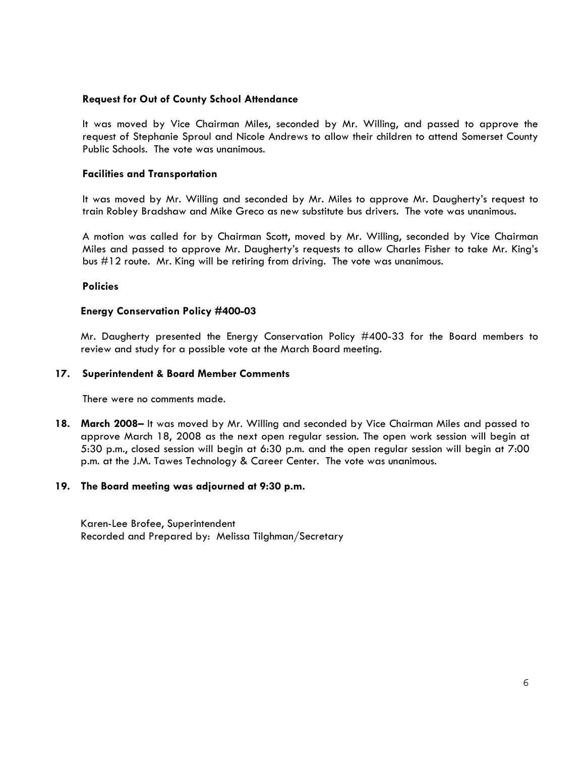**Request for Out of County School Attendance**

It was moved by Vice Chairman Miles, seconded by Mr. Willing, and passed to approve the request of Stephanie Sproul and Nicole Andrews to allow their children to attend Somerset County Public Schools. The vote was unanimous.

**Facilities and Transportation**

It was moved by Mr. Willing and seconded by Mr. Miles to approve Mr. Daugherty's request to train Robley Bradshaw and Mike Greco as new substitute bus drivers. The vote was unanimous.

A motion was called for by Chairman Scott, moved by Mr. Willing, seconded by Vice Chairman Miles and passed to approve Mr. Daugherty's requests to allow Charles Fisher to take Mr. King's bus #12 route. Mr. King will be retiring from driving. The vote was unanimous.

**Policies**

**Energy Conservation Policy #400-03**

Mr. Daugherty presented the Energy Conservation Policy #400-33 for the Board members to review and study for a possible vote at the March Board meeting.

**17. Superintendent & Board Member Comments**

There were no comments made.

**18. March 2008–** It was moved by Mr. Willing and seconded by Vice Chairman Miles and passed to approve March 18, 2008 as the next open regular session. The open work session will begin at 5:30 p.m., closed session will begin at 6:30 p.m. and the open regular session will begin at 7:00 p.m. at the J.M. Tawes Technology & Career Center. The vote was unanimous.

**19. The Board meeting was adjourned at 9:30 p.m.**

Karen-Lee Brofee, Superintendent
Recorded and Prepared by: Melissa Tilghman/Secretary